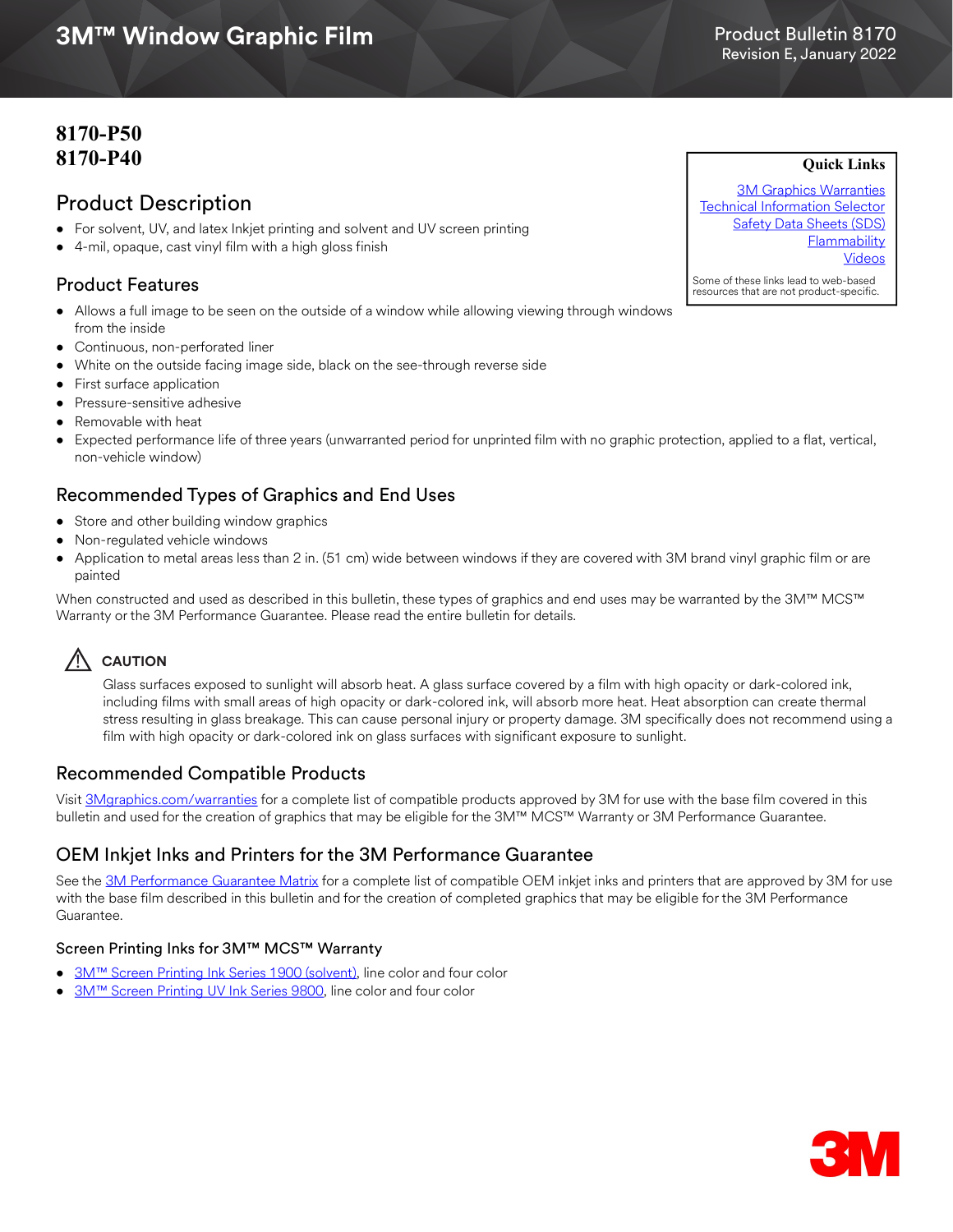# 3M™ Window Graphic Film

Product Bulletin 8170
Revision E, January 2022

**8170-P50**
**8170-P40**

**Quick Links**

3M Graphics Warranties
Technical Information Selector
Safety Data Sheets (SDS)
Flammability
Videos

Some of these links lead to web-based resources that are not product-specific.

## Product Description

- For solvent, UV, and latex Inkjet printing and solvent and UV screen printing
- 4-mil, opaque, cast vinyl film with a high gloss finish

## Product Features

- Allows a full image to be seen on the outside of a window while allowing viewing through windows from the inside
- Continuous, non-perforated liner
- White on the outside facing image side, black on the see-through reverse side
- First surface application
- Pressure-sensitive adhesive
- Removable with heat
- Expected performance life of three years (unwarranted period for unprinted film with no graphic protection, applied to a flat, vertical, non-vehicle window)

## Recommended Types of Graphics and End Uses

- Store and other building window graphics
- Non-regulated vehicle windows
- Application to metal areas less than 2 in. (51 cm) wide between windows if they are covered with 3M brand vinyl graphic film or are painted

When constructed and used as described in this bulletin, these types of graphics and end uses may be warranted by the 3M™ MCS™ Warranty or the 3M Performance Guarantee. Please read the entire bulletin for details.

**CAUTION**

Glass surfaces exposed to sunlight will absorb heat. A glass surface covered by a film with high opacity or dark-colored ink, including films with small areas of high opacity or dark-colored ink, will absorb more heat. Heat absorption can create thermal stress resulting in glass breakage. This can cause personal injury or property damage. 3M specifically does not recommend using a film with high opacity or dark-colored ink on glass surfaces with significant exposure to sunlight.

## Recommended Compatible Products

Visit 3Mgraphics.com/warranties for a complete list of compatible products approved by 3M for use with the base film covered in this bulletin and used for the creation of graphics that may be eligible for the 3M™ MCS™ Warranty or 3M Performance Guarantee.

## OEM Inkjet Inks and Printers for the 3M Performance Guarantee

See the 3M Performance Guarantee Matrix for a complete list of compatible OEM inkjet inks and printers that are approved by 3M for use with the base film described in this bulletin and for the creation of completed graphics that may be eligible for the 3M Performance Guarantee.

### Screen Printing Inks for 3M™ MCS™ Warranty

- 3M™ Screen Printing Ink Series 1900 (solvent), line color and four color
- 3M™ Screen Printing UV Ink Series 9800, line color and four color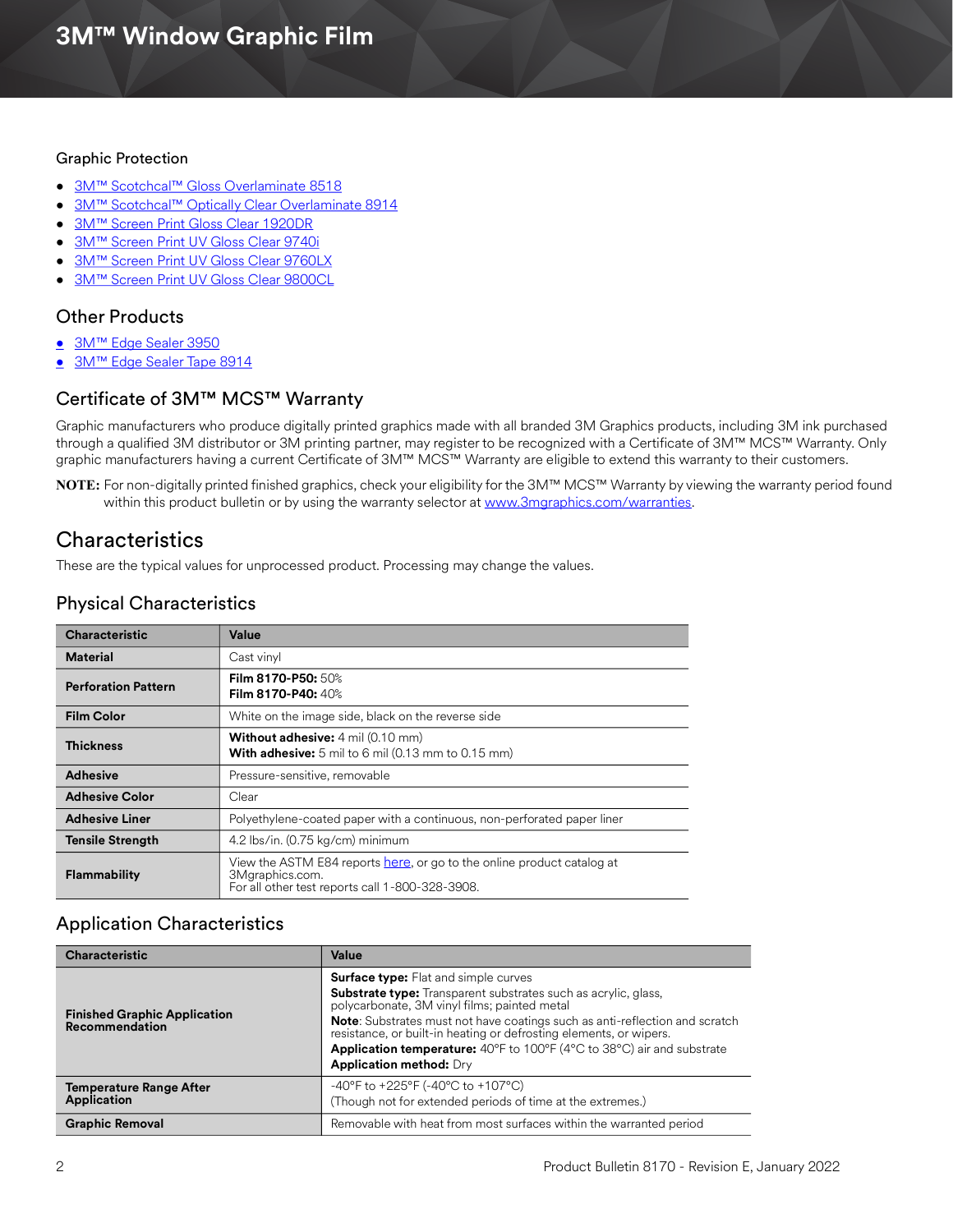## Graphic Protection

- [3M™ Scotchcal™ Gloss Overlaminate 8518]
- [3M™ Scotchcal™ Optically Clear Overlaminate 8914]
- [3M™ Screen Print Gloss Clear 1920DR]
- [3M™ Screen Print UV Gloss Clear 9740i]
- [3M™ Screen Print UV Gloss Clear 9760LX]
- [3M™ Screen Print UV Gloss Clear 9800CL]

## Other Products

- [3M™ Edge Sealer 3950]
- [3M™ Edge Sealer Tape 8914]

## Certificate of 3M™ MCS™ Warranty

Graphic manufacturers who produce digitally printed graphics made with all branded 3M Graphics products, including 3M ink purchased through a qualified 3M distributor or 3M printing partner, may register to be recognized with a Certificate of 3M™ MCS™ Warranty. Only graphic manufacturers having a current Certificate of 3M™ MCS™ Warranty are eligible to extend this warranty to their customers.

**NOTE:** For non-digitally printed finished graphics, check your eligibility for the 3M™ MCS™ Warranty by viewing the warranty period found within this product bulletin or by using the warranty selector at www.3mgraphics.com/warranties.

# Characteristics

These are the typical values for unprocessed product. Processing may change the values.

## Physical Characteristics

| Characteristic | Value |
|---|---|
| **Material** | Cast vinyl |
| **Perforation Pattern** | **Film 8170-P50:** 50%<br>**Film 8170-P40:** 40% |
| **Film Color** | White on the image side, black on the reverse side |
| **Thickness** | **Without adhesive:** 4 mil (0.10 mm)<br>**With adhesive:** 5 mil to 6 mil (0.13 mm to 0.15 mm) |
| **Adhesive** | Pressure-sensitive, removable |
| **Adhesive Color** | Clear |
| **Adhesive Liner** | Polyethylene-coated paper with a continuous, non-perforated paper liner |
| **Tensile Strength** | 4.2 lbs/in. (0.75 kg/cm) minimum |
| **Flammability** | View the ASTM E84 reports here, or go to the online product catalog at 3Mgraphics.com.<br>For all other test reports call 1-800-328-3908. |

## Application Characteristics

| Characteristic | Value |
|---|---|
| **Finished Graphic Application Recommendation** | **Surface type:** Flat and simple curves<br>**Substrate type:** Transparent substrates such as acrylic, glass, polycarbonate, 3M vinyl films; painted metal<br>**Note**: Substrates must not have coatings such as anti-reflection and scratch resistance, or built-in heating or defrosting elements, or wipers.<br>**Application temperature:** 40°F to 100°F (4°C to 38°C) air and substrate<br>**Application method:** Dry |
| **Temperature Range After Application** | -40°F to +225°F (-40°C to +107°C)<br>(Though not for extended periods of time at the extremes.) |
| **Graphic Removal** | Removable with heat from most surfaces within the warranted period |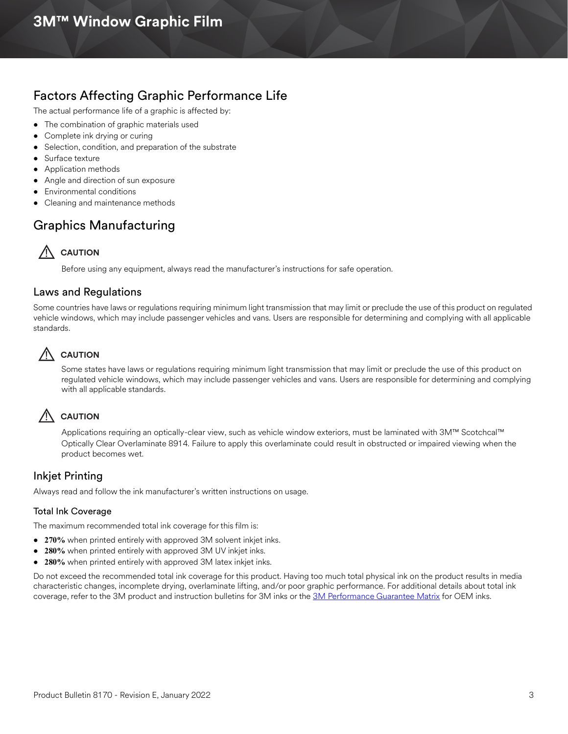## Factors Affecting Graphic Performance Life

The actual performance life of a graphic is affected by:

- The combination of graphic materials used
- Complete ink drying or curing
- Selection, condition, and preparation of the substrate
- Surface texture
- Application methods
- Angle and direction of sun exposure
- Environmental conditions
- Cleaning and maintenance methods

## Graphics Manufacturing

> ⚠ **CAUTION**
>
> Before using any equipment, always read the manufacturer's instructions for safe operation.

### Laws and Regulations

Some countries have laws or regulations requiring minimum light transmission that may limit or preclude the use of this product on regulated vehicle windows, which may include passenger vehicles and vans. Users are responsible for determining and complying with all applicable standards.

> ⚠ **CAUTION**
>
> Some states have laws or regulations requiring minimum light transmission that may limit or preclude the use of this product on regulated vehicle windows, which may include passenger vehicles and vans. Users are responsible for determining and complying with all applicable standards.

> ⚠ **CAUTION**
>
> Applications requiring an optically-clear view, such as vehicle window exteriors, must be laminated with 3M™ Scotchcal™ Optically Clear Overlaminate 8914. Failure to apply this overlaminate could result in obstructed or impaired viewing when the product becomes wet.

### Inkjet Printing

Always read and follow the ink manufacturer's written instructions on usage.

#### Total Ink Coverage

The maximum recommended total ink coverage for this film is:

- **270%** when printed entirely with approved 3M solvent inkjet inks.
- **280%** when printed entirely with approved 3M UV inkjet inks.
- **280%** when printed entirely with approved 3M latex inkjet inks.

Do not exceed the recommended total ink coverage for this product. Having too much total physical ink on the product results in media characteristic changes, incomplete drying, overlaminate lifting, and/or poor graphic performance. For additional details about total ink coverage, refer to the 3M product and instruction bulletins for 3M inks or the 3M Performance Guarantee Matrix for OEM inks.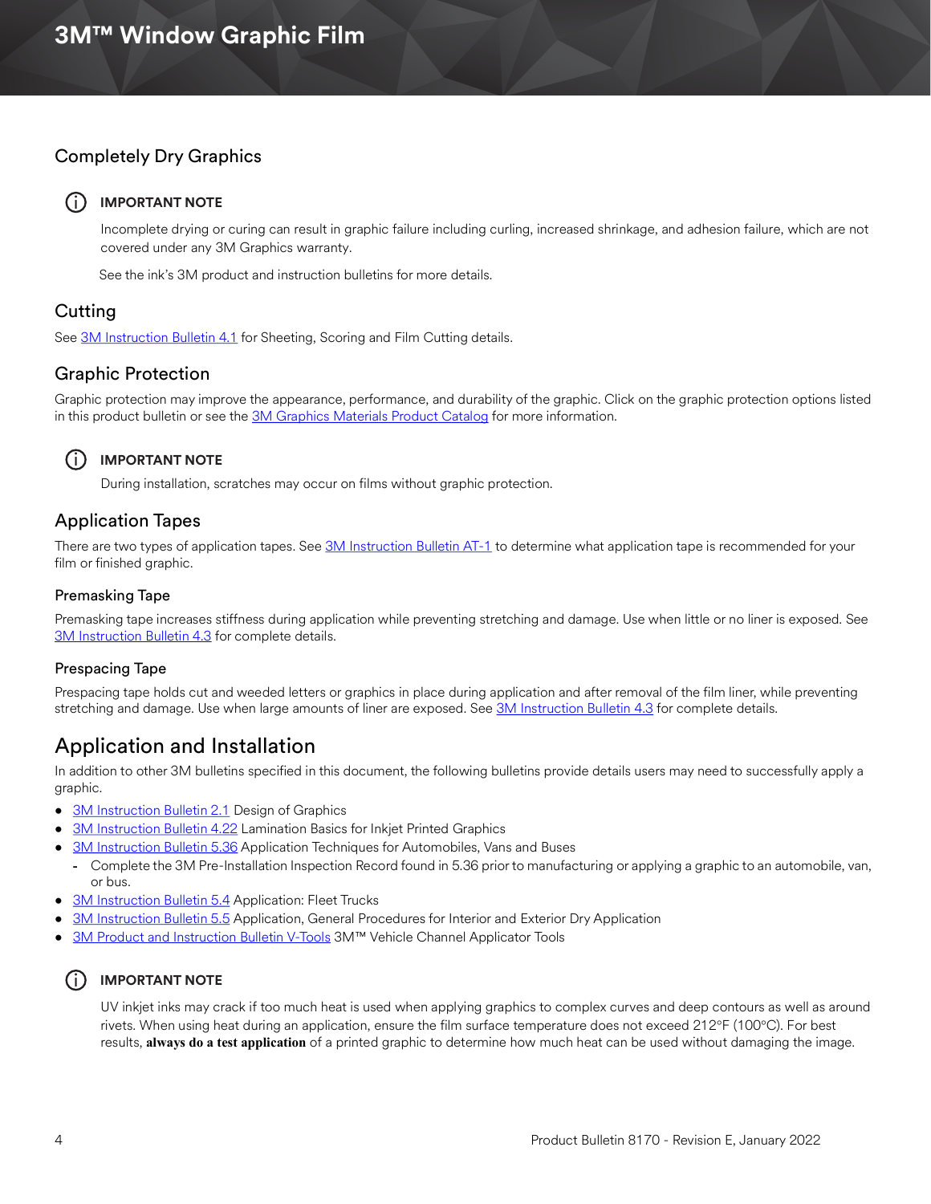## Completely Dry Graphics

**IMPORTANT NOTE**

Incomplete drying or curing can result in graphic failure including curling, increased shrinkage, and adhesion failure, which are not covered under any 3M Graphics warranty.

See the ink's 3M product and instruction bulletins for more details.

## Cutting

See 3M Instruction Bulletin 4.1 for Sheeting, Scoring and Film Cutting details.

## Graphic Protection

Graphic protection may improve the appearance, performance, and durability of the graphic. Click on the graphic protection options listed in this product bulletin or see the 3M Graphics Materials Product Catalog for more information.

**IMPORTANT NOTE**

During installation, scratches may occur on films without graphic protection.

## Application Tapes

There are two types of application tapes. See 3M Instruction Bulletin AT-1 to determine what application tape is recommended for your film or finished graphic.

### Premasking Tape

Premasking tape increases stiffness during application while preventing stretching and damage. Use when little or no liner is exposed. See 3M Instruction Bulletin 4.3 for complete details.

### Prespacing Tape

Prespacing tape holds cut and weeded letters or graphics in place during application and after removal of the film liner, while preventing stretching and damage. Use when large amounts of liner are exposed. See 3M Instruction Bulletin 4.3 for complete details.

# Application and Installation

In addition to other 3M bulletins specified in this document, the following bulletins provide details users may need to successfully apply a graphic.

- 3M Instruction Bulletin 2.1 Design of Graphics
- 3M Instruction Bulletin 4.22 Lamination Basics for Inkjet Printed Graphics
- 3M Instruction Bulletin 5.36 Application Techniques for Automobiles, Vans and Buses
  - Complete the 3M Pre-Installation Inspection Record found in 5.36 prior to manufacturing or applying a graphic to an automobile, van, or bus.
- 3M Instruction Bulletin 5.4 Application: Fleet Trucks
- 3M Instruction Bulletin 5.5 Application, General Procedures for Interior and Exterior Dry Application
- 3M Product and Instruction Bulletin V-Tools 3M™ Vehicle Channel Applicator Tools

**IMPORTANT NOTE**

UV inkjet inks may crack if too much heat is used when applying graphics to complex curves and deep contours as well as around rivets. When using heat during an application, ensure the film surface temperature does not exceed 212°F (100°C). For best results, **always do a test application** of a printed graphic to determine how much heat can be used without damaging the image.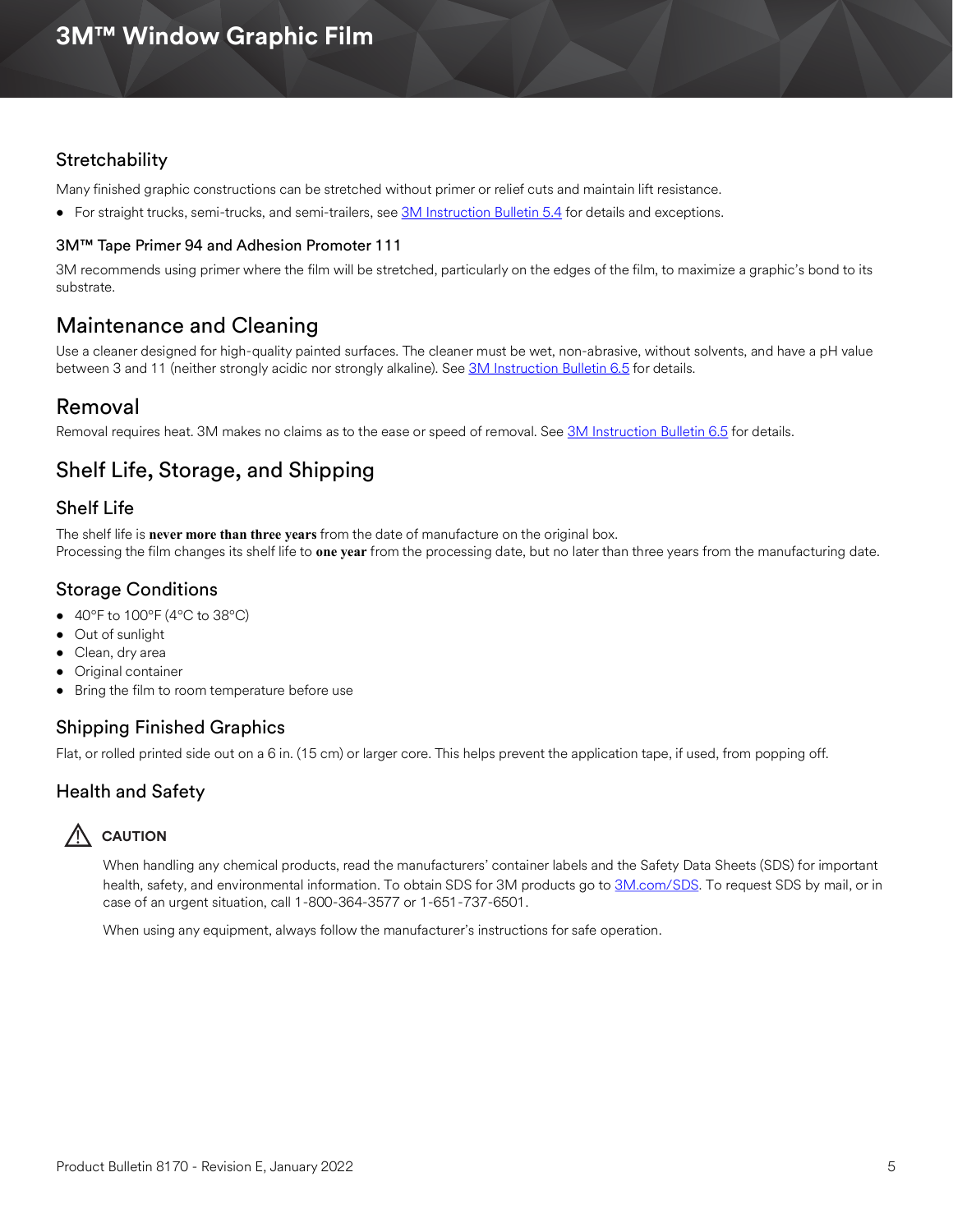### Stretchability

Many finished graphic constructions can be stretched without primer or relief cuts and maintain lift resistance.

- For straight trucks, semi-trucks, and semi-trailers, see 3M Instruction Bulletin 5.4 for details and exceptions.

#### 3M™ Tape Primer 94 and Adhesion Promoter 111

3M recommends using primer where the film will be stretched, particularly on the edges of the film, to maximize a graphic's bond to its substrate.

## Maintenance and Cleaning

Use a cleaner designed for high-quality painted surfaces. The cleaner must be wet, non-abrasive, without solvents, and have a pH value between 3 and 11 (neither strongly acidic nor strongly alkaline). See 3M Instruction Bulletin 6.5 for details.

## Removal

Removal requires heat. 3M makes no claims as to the ease or speed of removal. See 3M Instruction Bulletin 6.5 for details.

## Shelf Life, Storage, and Shipping

### Shelf Life

The shelf life is **never more than three years** from the date of manufacture on the original box.
Processing the film changes its shelf life to **one year** from the processing date, but no later than three years from the manufacturing date.

### Storage Conditions

- 40°F to 100°F (4°C to 38°C)
- Out of sunlight
- Clean, dry area
- Original container
- Bring the film to room temperature before use

### Shipping Finished Graphics

Flat, or rolled printed side out on a 6 in. (15 cm) or larger core. This helps prevent the application tape, if used, from popping off.

### Health and Safety

**CAUTION**

When handling any chemical products, read the manufacturers' container labels and the Safety Data Sheets (SDS) for important health, safety, and environmental information. To obtain SDS for 3M products go to 3M.com/SDS. To request SDS by mail, or in case of an urgent situation, call 1-800-364-3577 or 1-651-737-6501.

When using any equipment, always follow the manufacturer's instructions for safe operation.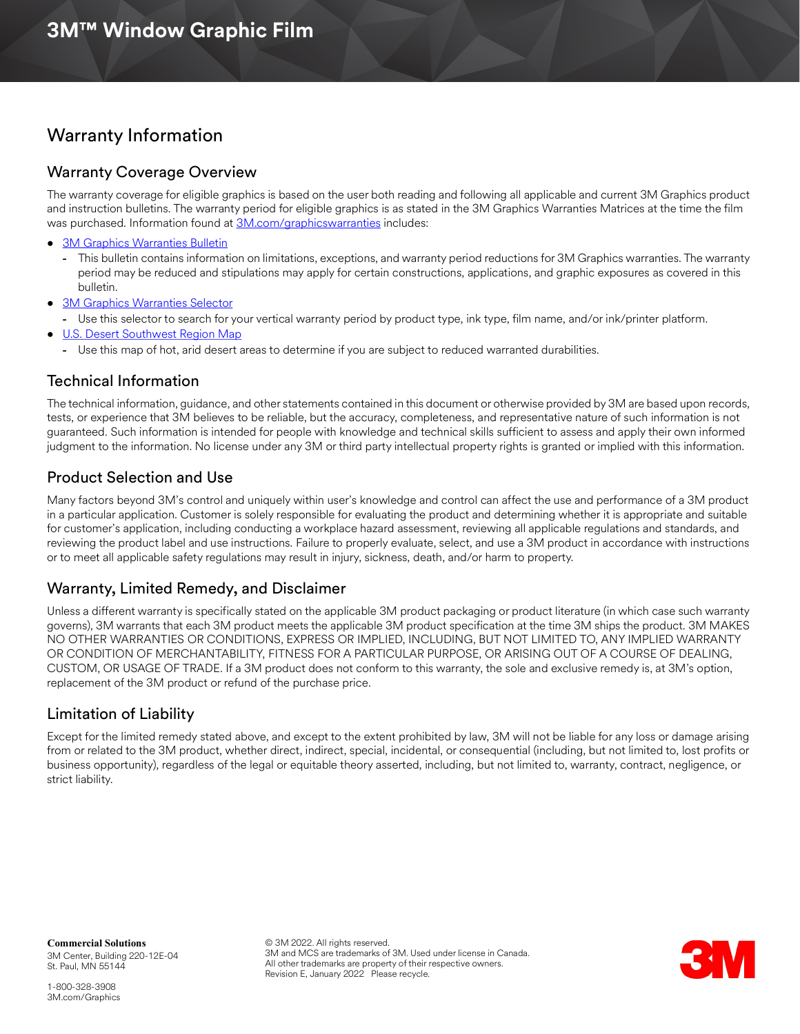# 3M™ Window Graphic Film

## Warranty Information

### Warranty Coverage Overview

The warranty coverage for eligible graphics is based on the user both reading and following all applicable and current 3M Graphics product and instruction bulletins. The warranty period for eligible graphics is as stated in the 3M Graphics Warranties Matrices at the time the film was purchased. Information found at 3M.com/graphicswarranties includes:

- 3M Graphics Warranties Bulletin
  - This bulletin contains information on limitations, exceptions, and warranty period reductions for 3M Graphics warranties. The warranty period may be reduced and stipulations may apply for certain constructions, applications, and graphic exposures as covered in this bulletin.
- 3M Graphics Warranties Selector
  - Use this selector to search for your vertical warranty period by product type, ink type, film name, and/or ink/printer platform.
- U.S. Desert Southwest Region Map
  - Use this map of hot, arid desert areas to determine if you are subject to reduced warranted durabilities.

### Technical Information

The technical information, guidance, and other statements contained in this document or otherwise provided by 3M are based upon records, tests, or experience that 3M believes to be reliable, but the accuracy, completeness, and representative nature of such information is not guaranteed. Such information is intended for people with knowledge and technical skills sufficient to assess and apply their own informed judgment to the information. No license under any 3M or third party intellectual property rights is granted or implied with this information.

### Product Selection and Use

Many factors beyond 3M's control and uniquely within user's knowledge and control can affect the use and performance of a 3M product in a particular application. Customer is solely responsible for evaluating the product and determining whether it is appropriate and suitable for customer's application, including conducting a workplace hazard assessment, reviewing all applicable regulations and standards, and reviewing the product label and use instructions. Failure to properly evaluate, select, and use a 3M product in accordance with instructions or to meet all applicable safety regulations may result in injury, sickness, death, and/or harm to property.

### Warranty, Limited Remedy, and Disclaimer

Unless a different warranty is specifically stated on the applicable 3M product packaging or product literature (in which case such warranty governs), 3M warrants that each 3M product meets the applicable 3M product specification at the time 3M ships the product. 3M MAKES NO OTHER WARRANTIES OR CONDITIONS, EXPRESS OR IMPLIED, INCLUDING, BUT NOT LIMITED TO, ANY IMPLIED WARRANTY OR CONDITION OF MERCHANTABILITY, FITNESS FOR A PARTICULAR PURPOSE, OR ARISING OUT OF A COURSE OF DEALING, CUSTOM, OR USAGE OF TRADE. If a 3M product does not conform to this warranty, the sole and exclusive remedy is, at 3M's option, replacement of the 3M product or refund of the purchase price.

### Limitation of Liability

Except for the limited remedy stated above, and except to the extent prohibited by law, 3M will not be liable for any loss or damage arising from or related to the 3M product, whether direct, indirect, special, incidental, or consequential (including, but not limited to, lost profits or business opportunity), regardless of the legal or equitable theory asserted, including, but not limited to, warranty, contract, negligence, or strict liability.

**Commercial Solutions**
3M Center, Building 220-12E-04
St. Paul, MN 55144

1-800-328-3908
3M.com/Graphics

© 3M 2022. All rights reserved.
3M and MCS are trademarks of 3M. Used under license in Canada.
All other trademarks are property of their respective owners.
Revision E, January 2022 Please recycle.